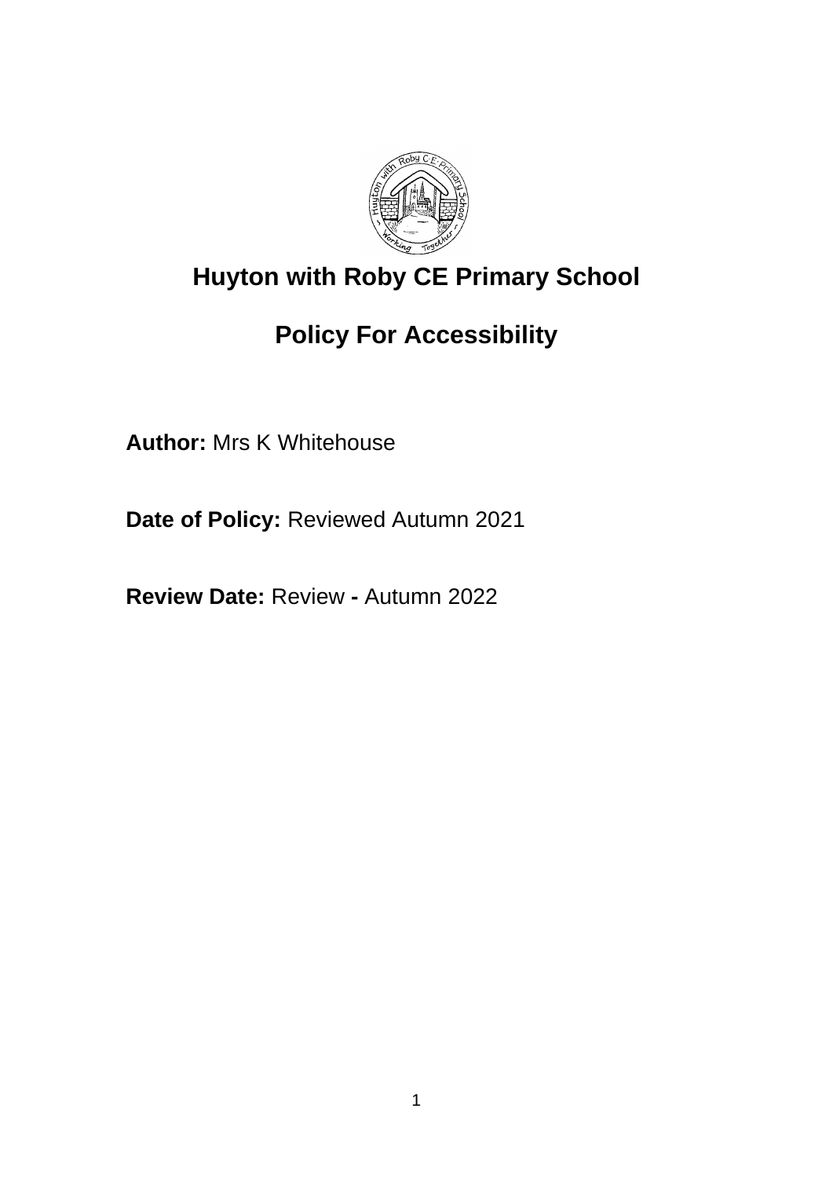# Huyton with Roby CE Primary School

## Policy For Accessibility

**Author:** Mrs K Whitehouse

**Date of Policy:** Reviewed Autumn 2021

**Review Date:** Review **-** Autumn 2022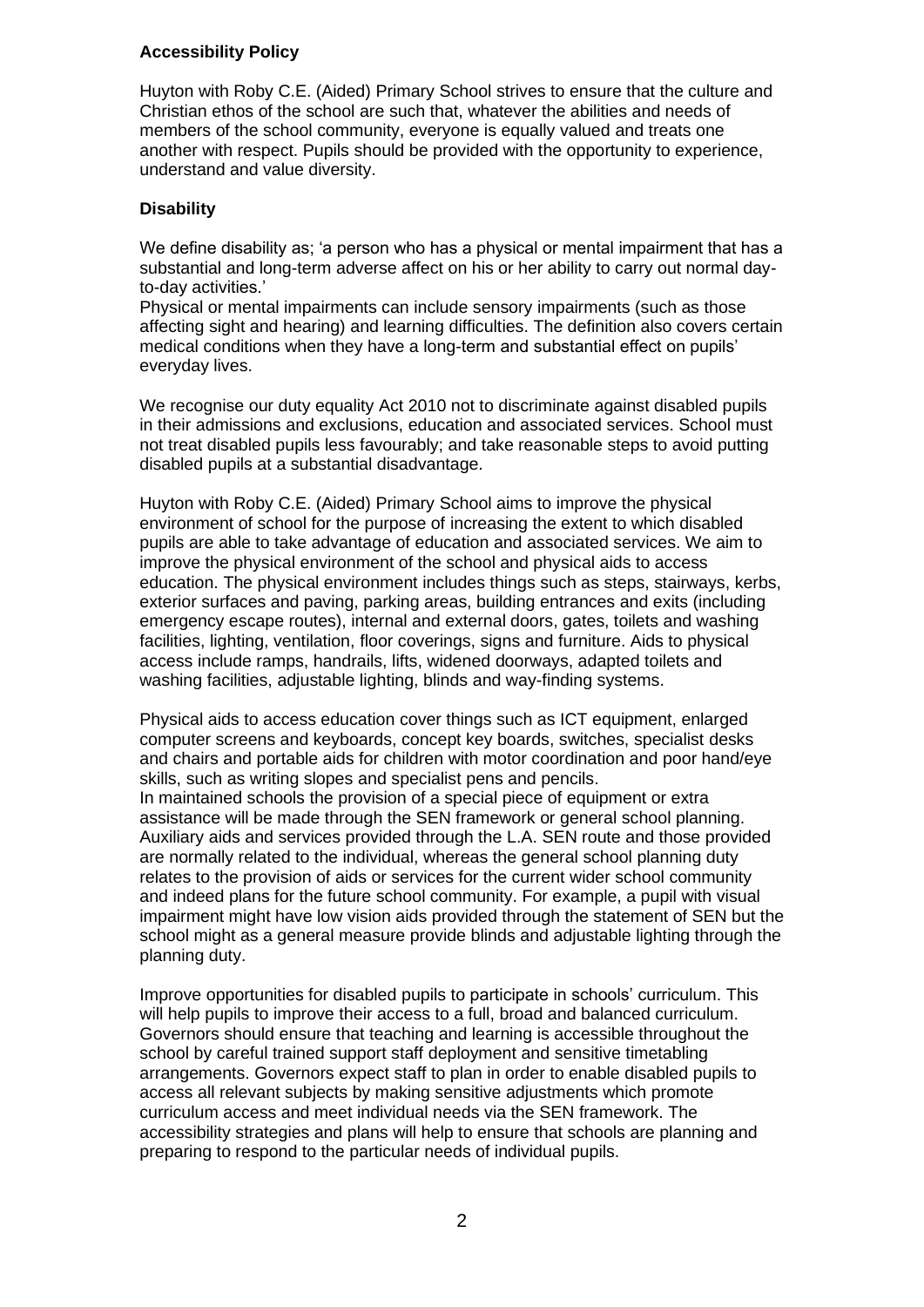**Accessibility Policy**

Huyton with Roby C.E. (Aided) Primary School strives to ensure that the culture and Christian ethos of the school are such that, whatever the abilities and needs of members of the school community, everyone is equally valued and treats one another with respect. Pupils should be provided with the opportunity to experience, understand and value diversity.

**Disability**

We define disability as; 'a person who has a physical or mental impairment that has a substantial and long-term adverse affect on his or her ability to carry out normal day-to-day activities.'
Physical or mental impairments can include sensory impairments (such as those affecting sight and hearing) and learning difficulties. The definition also covers certain medical conditions when they have a long-term and substantial effect on pupils' everyday lives.

We recognise our duty equality Act 2010 not to discriminate against disabled pupils in their admissions and exclusions, education and associated services. School must not treat disabled pupils less favourably; and take reasonable steps to avoid putting disabled pupils at a substantial disadvantage.

Huyton with Roby C.E. (Aided) Primary School aims to improve the physical environment of school for the purpose of increasing the extent to which disabled pupils are able to take advantage of education and associated services. We aim to improve the physical environment of the school and physical aids to access education. The physical environment includes things such as steps, stairways, kerbs, exterior surfaces and paving, parking areas, building entrances and exits (including emergency escape routes), internal and external doors, gates, toilets and washing facilities, lighting, ventilation, floor coverings, signs and furniture. Aids to physical access include ramps, handrails, lifts, widened doorways, adapted toilets and washing facilities, adjustable lighting, blinds and way-finding systems.

Physical aids to access education cover things such as ICT equipment, enlarged computer screens and keyboards, concept key boards, switches, specialist desks and chairs and portable aids for children with motor coordination and poor hand/eye skills, such as writing slopes and specialist pens and pencils.
In maintained schools the provision of a special piece of equipment or extra assistance will be made through the SEN framework or general school planning. Auxiliary aids and services provided through the L.A. SEN route and those provided are normally related to the individual, whereas the general school planning duty relates to the provision of aids or services for the current wider school community and indeed plans for the future school community. For example, a pupil with visual impairment might have low vision aids provided through the statement of SEN but the school might as a general measure provide blinds and adjustable lighting through the planning duty.

Improve opportunities for disabled pupils to participate in schools' curriculum. This will help pupils to improve their access to a full, broad and balanced curriculum. Governors should ensure that teaching and learning is accessible throughout the school by careful trained support staff deployment and sensitive timetabling arrangements. Governors expect staff to plan in order to enable disabled pupils to access all relevant subjects by making sensitive adjustments which promote curriculum access and meet individual needs via the SEN framework. The accessibility strategies and plans will help to ensure that schools are planning and preparing to respond to the particular needs of individual pupils.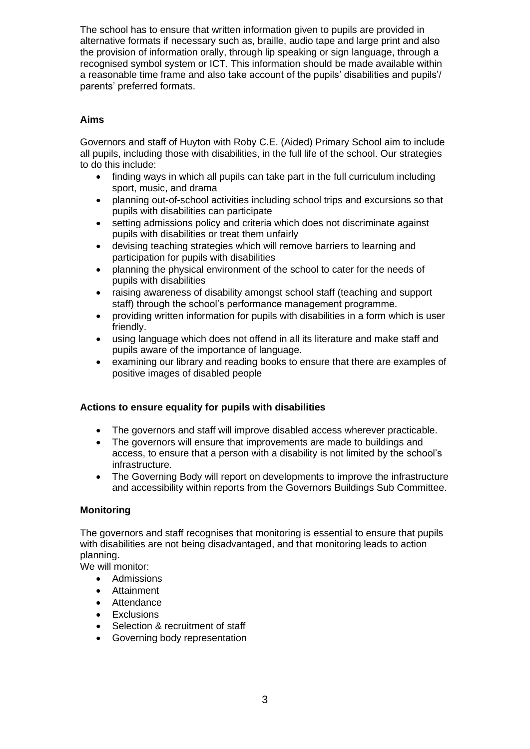The school has to ensure that written information given to pupils are provided in alternative formats if necessary such as, braille, audio tape and large print and also the provision of information orally, through lip speaking or sign language, through a recognised symbol system or ICT. This information should be made available within a reasonable time frame and also take account of the pupils' disabilities and pupils'/ parents' preferred formats.

**Aims**

Governors and staff of Huyton with Roby C.E. (Aided) Primary School aim to include all pupils, including those with disabilities, in the full life of the school. Our strategies to do this include:

- finding ways in which all pupils can take part in the full curriculum including sport, music, and drama
- planning out-of-school activities including school trips and excursions so that pupils with disabilities can participate
- setting admissions policy and criteria which does not discriminate against pupils with disabilities or treat them unfairly
- devising teaching strategies which will remove barriers to learning and participation for pupils with disabilities
- planning the physical environment of the school to cater for the needs of pupils with disabilities
- raising awareness of disability amongst school staff (teaching and support staff) through the school's performance management programme.
- providing written information for pupils with disabilities in a form which is user friendly.
- using language which does not offend in all its literature and make staff and pupils aware of the importance of language.
- examining our library and reading books to ensure that there are examples of positive images of disabled people

**Actions to ensure equality for pupils with disabilities**

- The governors and staff will improve disabled access wherever practicable.
- The governors will ensure that improvements are made to buildings and access, to ensure that a person with a disability is not limited by the school's infrastructure.
- The Governing Body will report on developments to improve the infrastructure and accessibility within reports from the Governors Buildings Sub Committee.

**Monitoring**

The governors and staff recognises that monitoring is essential to ensure that pupils with disabilities are not being disadvantaged, and that monitoring leads to action planning.

We will monitor:

- Admissions
- Attainment
- Attendance
- Exclusions
- Selection & recruitment of staff
- Governing body representation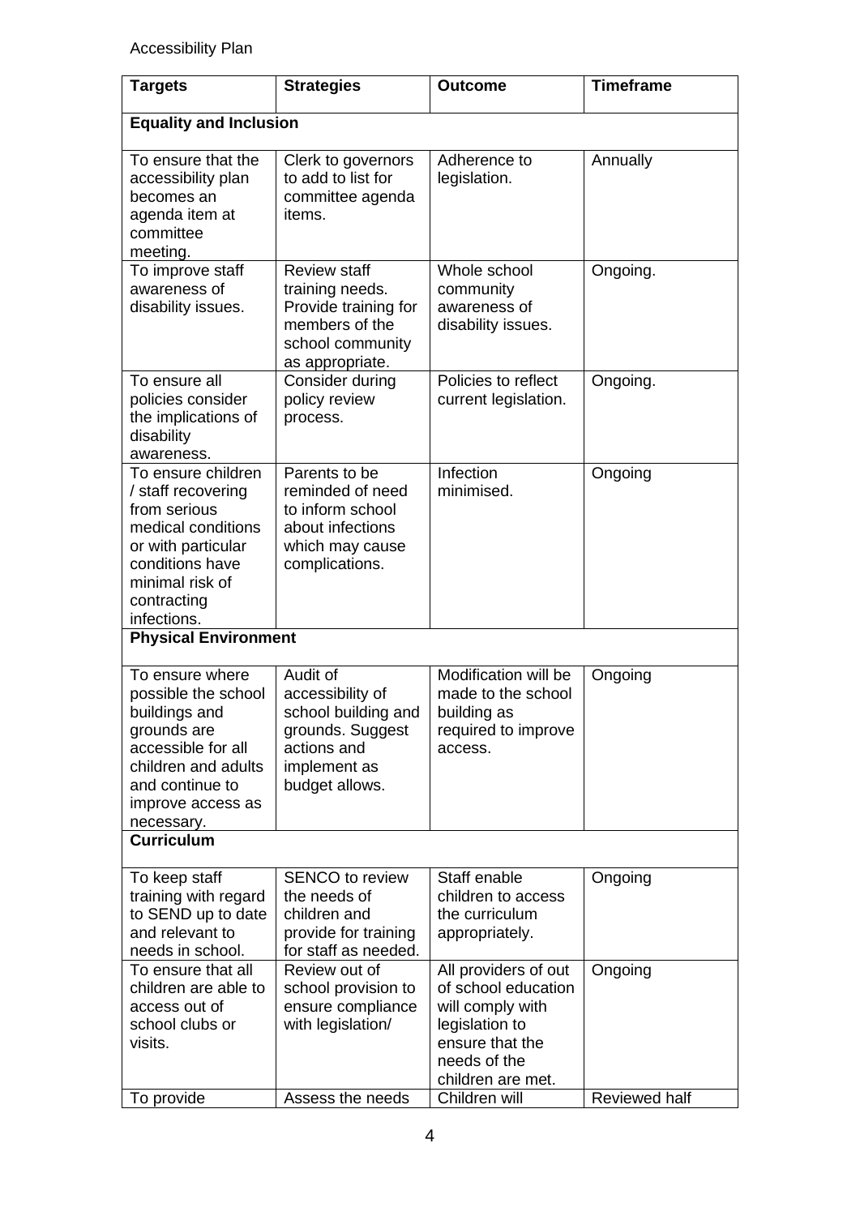Accessibility Plan

| Targets | Strategies | Outcome | Timeframe |
|---|---|---|---|
| **Equality and Inclusion** | | | |
| To ensure that the accessibility plan becomes an agenda item at committee meeting. | Clerk to governors to add to list for committee agenda items. | Adherence to legislation. | Annually |
| To improve staff awareness of disability issues. | Review staff training needs. Provide training for members of the school community as appropriate. | Whole school community awareness of disability issues. | Ongoing. |
| To ensure all policies consider the implications of disability awareness. | Consider during policy review process. | Policies to reflect current legislation. | Ongoing. |
| To ensure children / staff recovering from serious medical conditions or with particular conditions have minimal risk of contracting infections. | Parents to be reminded of need to inform school about infections which may cause complications. | Infection minimised. | Ongoing |
| **Physical Environment** | | | |
| To ensure where possible the school buildings and grounds are accessible for all children and adults and continue to improve access as necessary. | Audit of accessibility of school building and grounds. Suggest actions and implement as budget allows. | Modification will be made to the school building as required to improve access. | Ongoing |
| **Curriculum** | | | |
| To keep staff training with regard to SEND up to date and relevant to needs in school. | SENCO to review the needs of children and provide for training for staff as needed. | Staff enable children to access the curriculum appropriately. | Ongoing |
| To ensure that all children are able to access out of school clubs or visits. | Review out of school provision to ensure compliance with legislation/ | All providers of out of school education will comply with legislation to ensure that the needs of the children are met. | Ongoing |
| To provide | Assess the needs | Children will | Reviewed half |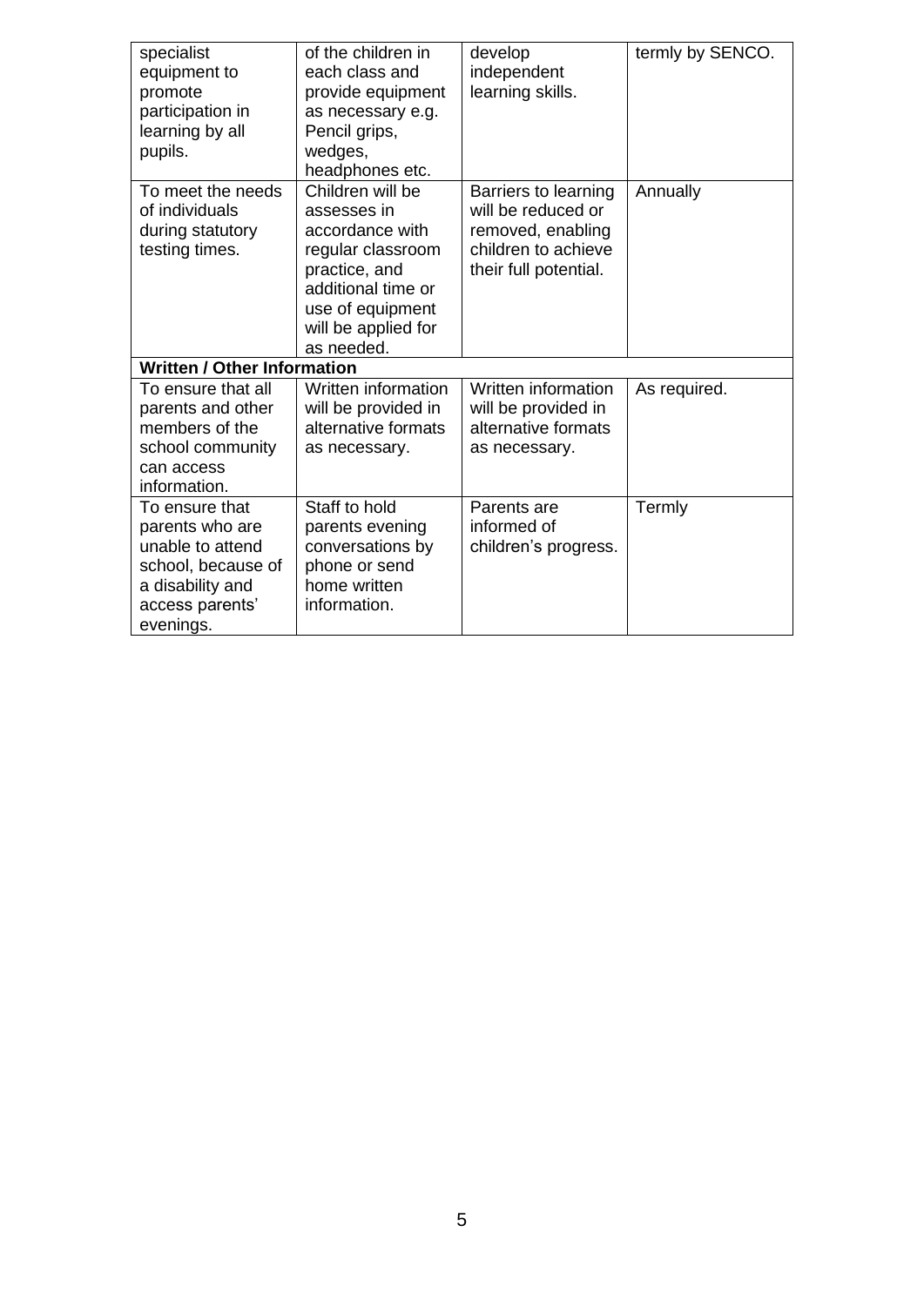| | | | |
|---|---|---|---|
| specialist equipment to promote participation in learning by all pupils. | of the children in each class and provide equipment as necessary e.g. Pencil grips, wedges, headphones etc. | develop independent learning skills. | termly by SENCO. |
| To meet the needs of individuals during statutory testing times. | Children will be assesses in accordance with regular classroom practice, and additional time or use of equipment will be applied for as needed. | Barriers to learning will be reduced or removed, enabling children to achieve their full potential. | Annually |
| **Written / Other Information** | | | |
| To ensure that all parents and other members of the school community can access information. | Written information will be provided in alternative formats as necessary. | Written information will be provided in alternative formats as necessary. | As required. |
| To ensure that parents who are unable to attend school, because of a disability and access parents' evenings. | Staff to hold parents evening conversations by phone or send home written information. | Parents are informed of children's progress. | Termly |